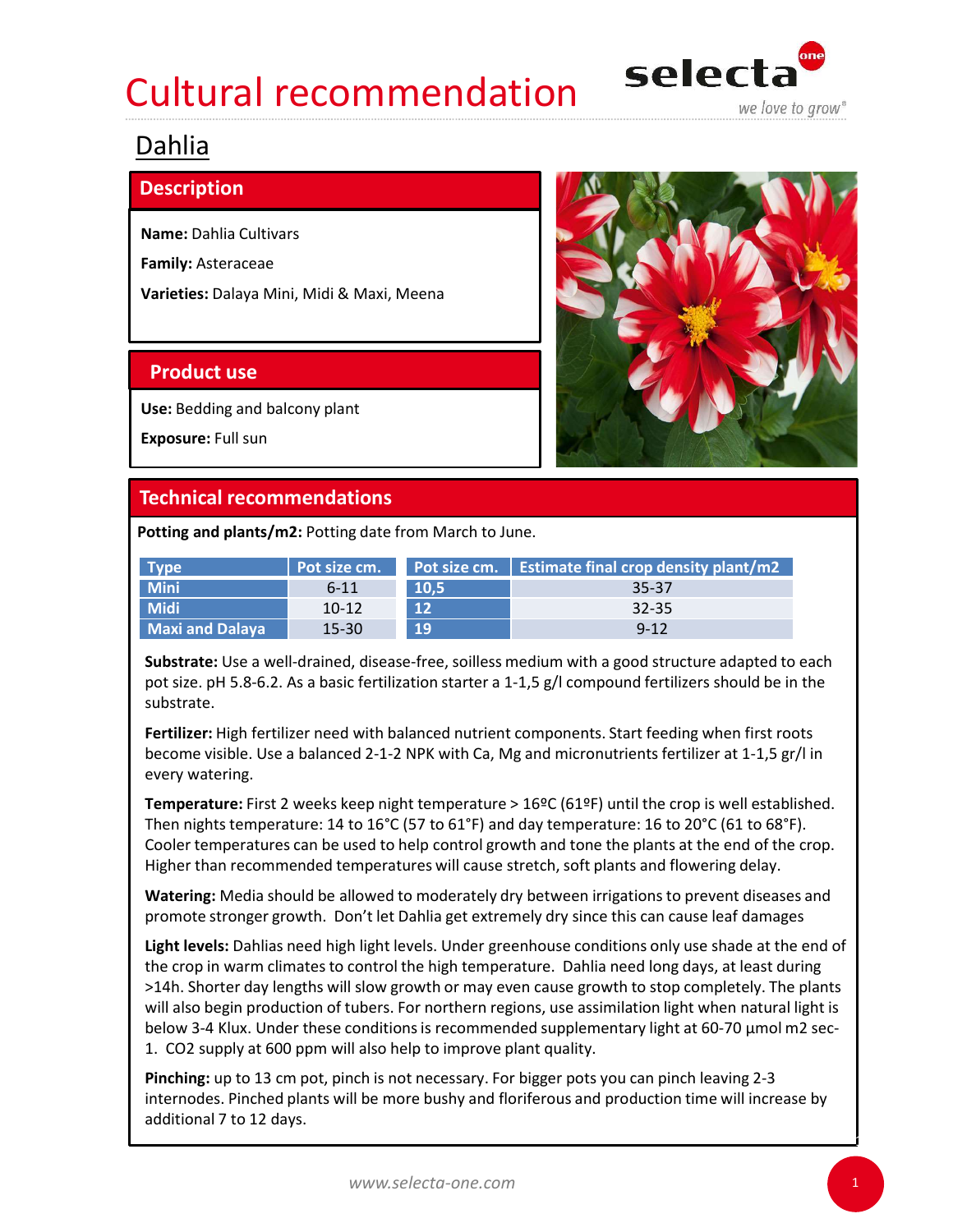# Cultural recommendation

## Dahlia

### Description

**Name:** Dahlia Cultivars

**Family:** Asteraceae

**Varieties:** Dalaya Mini, Midi & Maxi, Meena

### Product use

**Use:** Bedding and balcony plant

**Exposure:** Full sun

### Technical recommendations

**Potting and plants/m2:** Potting date from March to June.

| Type | Pot size cm. | Pot size cm. | Estimate final crop density plant/m2 |
|---|---|---|---|
| Mini | 6-11 | 10,5 | 35-37 |
| Midi | 10-12 | 12 | 32-35 |
| Maxi and Dalaya | 15-30 | 19 | 9-12 |

**Substrate:** Use a well-drained, disease-free, soilless medium with a good structure adapted to each pot size. pH 5.8-6.2. As a basic fertilization starter a 1-1,5 g/l compound fertilizers should be in the substrate.

**Fertilizer:** High fertilizer need with balanced nutrient components. Start feeding when first roots become visible. Use a balanced 2-1-2 NPK with Ca, Mg and micronutrients fertilizer at 1-1,5 gr/l in every watering.

**Temperature:** First 2 weeks keep night temperature > 16ºC (61ºF) until the crop is well established. Then nights temperature: 14 to 16°C (57 to 61°F) and day temperature: 16 to 20°C (61 to 68°F). Cooler temperatures can be used to help control growth and tone the plants at the end of the crop. Higher than recommended temperatures will cause stretch, soft plants and flowering delay.

**Watering:** Media should be allowed to moderately dry between irrigations to prevent diseases and promote stronger growth. Don't let Dahlia get extremely dry since this can cause leaf damages

**Light levels:** Dahlias need high light levels. Under greenhouse conditions only use shade at the end of the crop in warm climates to control the high temperature. Dahlia need long days, at least during >14h. Shorter day lengths will slow growth or may even cause growth to stop completely. The plants will also begin production of tubers. For northern regions, use assimilation light when natural light is below 3-4 Klux. Under these conditions is recommended supplementary light at 60-70 µmol m2 sec-1. $CO_2$ supply at 600 ppm will also help to improve plant quality.

**Pinching:** up to 13 cm pot, pinch is not necessary. For bigger pots you can pinch leaving 2-3 internodes. Pinched plants will be more bushy and floriferous and production time will increase by additional 7 to 12 days.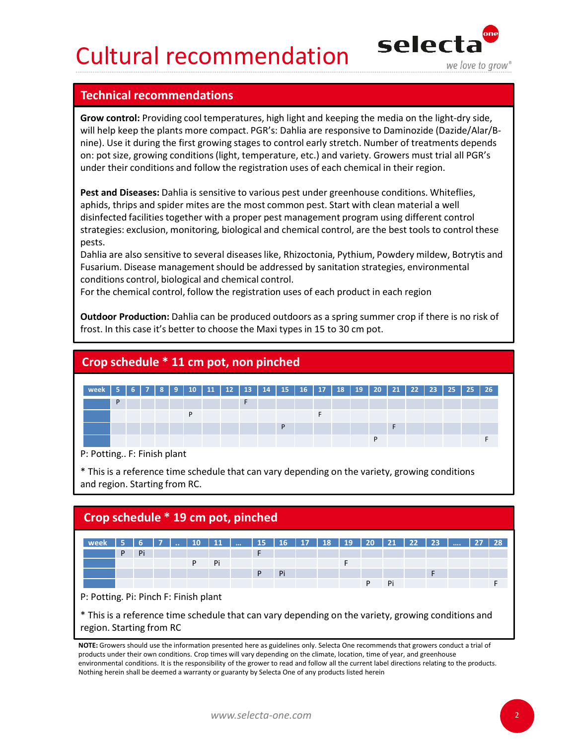# Cultural recommendation

## Technical recommendations

**Grow control:** Providing cool temperatures, high light and keeping the media on the light-dry side, will help keep the plants more compact. PGR's: Dahlia are responsive to Daminozide (Dazide/Alar/B-nine). Use it during the first growing stages to control early stretch. Number of treatments depends on: pot size, growing conditions (light, temperature, etc.) and variety. Growers must trial all PGR's under their conditions and follow the registration uses of each chemical in their region.

**Pest and Diseases:** Dahlia is sensitive to various pest under greenhouse conditions. Whiteflies, aphids, thrips and spider mites are the most common pest. Start with clean material a well disinfected facilities together with a proper pest management program using different control strategies: exclusion, monitoring, biological and chemical control, are the best tools to control these pests.

Dahlia are also sensitive to several diseases like, Rhizoctonia, Pythium, Powdery mildew, Botrytis and Fusarium. Disease management should be addressed by sanitation strategies, environmental conditions control, biological and chemical control.

For the chemical control, follow the registration uses of each product in each region

**Outdoor Production:** Dahlia can be produced outdoors as a spring summer crop if there is no risk of frost. In this case it's better to choose the Maxi types in 15 to 30 cm pot.

## Crop schedule * 11 cm pot, non pinched

| week | 5 | 6 | 7 | 8 | 9 | 10 | 11 | 12 | 13 | 14 | 15 | 16 | 17 | 18 | 19 | 20 | 21 | 22 | 23 | 25 | 25 | 26 |
|---|---|---|---|---|---|---|---|---|---|---|---|---|---|---|---|---|---|---|---|---|---|---|
| | P | | | | | | | | F | | | | | | | | | | | | | |
| | | | | | | P | | | | | | | F | | | | | | | | | |
| | | | | | | | | | | | P | | | | | | F | | | | | |
| | | | | | | | | | | | | | | | | P | | | | | | F |

P: Potting.. F: Finish plant

* This is a reference time schedule that can vary depending on the variety, growing conditions and region. Starting from RC.

## Crop schedule * 19 cm pot, pinched

| week | 5 | 6 | 7 | .. | 10 | 11 | ... | 15 | 16 | 17 | 18 | 19 | 20 | 21 | 22 | 23 | .... | 27 | 28 |
|---|---|---|---|---|---|---|---|---|---|---|---|---|---|---|---|---|---|---|---|
| | P | Pi | | | | | | F | | | | | | | | | | | |
| | | | | | P | Pi | | | | | | F | | | | | | | |
| | | | | | | | | P | Pi | | | | | | | F | | | |
| | | | | | | | | | | | | | P | Pi | | | | | F |

P: Potting. Pi: Pinch F: Finish plant

* This is a reference time schedule that can vary depending on the variety, growing conditions and region. Starting from RC

**NOTE:** Growers should use the information presented here as guidelines only. Selecta One recommends that growers conduct a trial of products under their own conditions. Crop times will vary depending on the climate, location, time of year, and greenhouse environmental conditions. It is the responsibility of the grower to read and follow all the current label directions relating to the products. Nothing herein shall be deemed a warranty or guaranty by Selecta One of any products listed herein